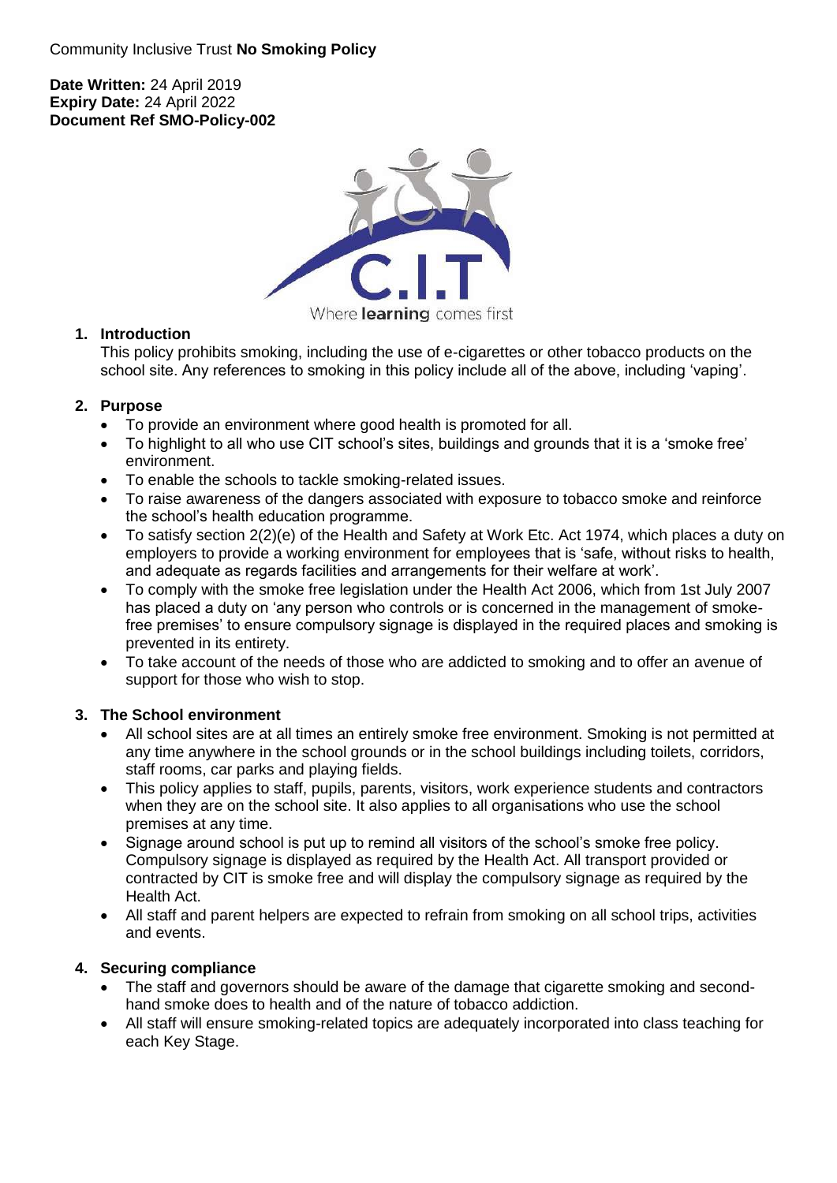Community Inclusive Trust **No Smoking Policy**

**Date Written:** 24 April 2019
**Expiry Date:** 24 April 2022
**Document Ref SMO-Policy-002**

Where **learning** comes first

## 1. Introduction

This policy prohibits smoking, including the use of e-cigarettes or other tobacco products on the school site. Any references to smoking in this policy include all of the above, including 'vaping'.

## 2. Purpose

- To provide an environment where good health is promoted for all.
- To highlight to all who use CIT school's sites, buildings and grounds that it is a 'smoke free' environment.
- To enable the schools to tackle smoking-related issues.
- To raise awareness of the dangers associated with exposure to tobacco smoke and reinforce the school's health education programme.
- To satisfy section 2(2)(e) of the Health and Safety at Work Etc. Act 1974, which places a duty on employers to provide a working environment for employees that is 'safe, without risks to health, and adequate as regards facilities and arrangements for their welfare at work'.
- To comply with the smoke free legislation under the Health Act 2006, which from 1st July 2007 has placed a duty on 'any person who controls or is concerned in the management of smoke-free premises' to ensure compulsory signage is displayed in the required places and smoking is prevented in its entirety.
- To take account of the needs of those who are addicted to smoking and to offer an avenue of support for those who wish to stop.

## 3. The School environment

- All school sites are at all times an entirely smoke free environment. Smoking is not permitted at any time anywhere in the school grounds or in the school buildings including toilets, corridors, staff rooms, car parks and playing fields.
- This policy applies to staff, pupils, parents, visitors, work experience students and contractors when they are on the school site. It also applies to all organisations who use the school premises at any time.
- Signage around school is put up to remind all visitors of the school's smoke free policy. Compulsory signage is displayed as required by the Health Act. All transport provided or contracted by CIT is smoke free and will display the compulsory signage as required by the Health Act.
- All staff and parent helpers are expected to refrain from smoking on all school trips, activities and events.

## 4. Securing compliance

- The staff and governors should be aware of the damage that cigarette smoking and second-hand smoke does to health and of the nature of tobacco addiction.
- All staff will ensure smoking-related topics are adequately incorporated into class teaching for each Key Stage.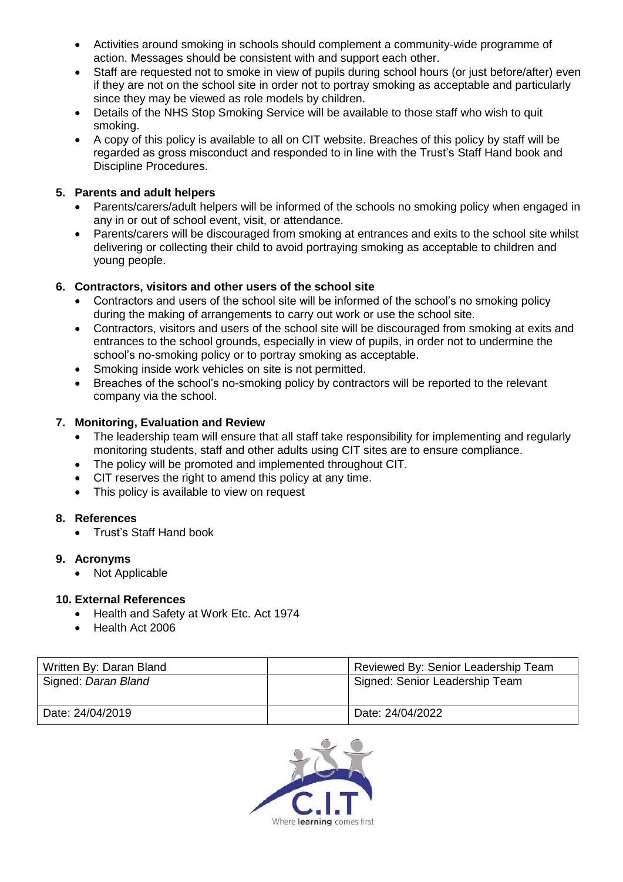- Activities around smoking in schools should complement a community-wide programme of action. Messages should be consistent with and support each other.
- Staff are requested not to smoke in view of pupils during school hours (or just before/after) even if they are not on the school site in order not to portray smoking as acceptable and particularly since they may be viewed as role models by children.
- Details of the NHS Stop Smoking Service will be available to those staff who wish to quit smoking.
- A copy of this policy is available to all on CIT website. Breaches of this policy by staff will be regarded as gross misconduct and responded to in line with the Trust's Staff Hand book and Discipline Procedures.

## 5. Parents and adult helpers

- Parents/carers/adult helpers will be informed of the schools no smoking policy when engaged in any in or out of school event, visit, or attendance.
- Parents/carers will be discouraged from smoking at entrances and exits to the school site whilst delivering or collecting their child to avoid portraying smoking as acceptable to children and young people.

## 6. Contractors, visitors and other users of the school site

- Contractors and users of the school site will be informed of the school's no smoking policy during the making of arrangements to carry out work or use the school site.
- Contractors, visitors and users of the school site will be discouraged from smoking at exits and entrances to the school grounds, especially in view of pupils, in order not to undermine the school's no-smoking policy or to portray smoking as acceptable.
- Smoking inside work vehicles on site is not permitted.
- Breaches of the school's no-smoking policy by contractors will be reported to the relevant company via the school.

## 7. Monitoring, Evaluation and Review

- The leadership team will ensure that all staff take responsibility for implementing and regularly monitoring students, staff and other adults using CIT sites are to ensure compliance.
- The policy will be promoted and implemented throughout CIT.
- CIT reserves the right to amend this policy at any time.
- This policy is available to view on request

## 8. References

- Trust's Staff Hand book

## 9. Acronyms

- Not Applicable

## 10. External References

- Health and Safety at Work Etc. Act 1974
- Health Act 2006

| | | |
|---|---|---|
| Written By: Daran Bland | | Reviewed By: Senior Leadership Team |
| Signed: *Daran Bland* | | Signed: Senior Leadership Team |
| Date: 24/04/2019 | | Date: 24/04/2022 |

C.I.T
Where learning comes first